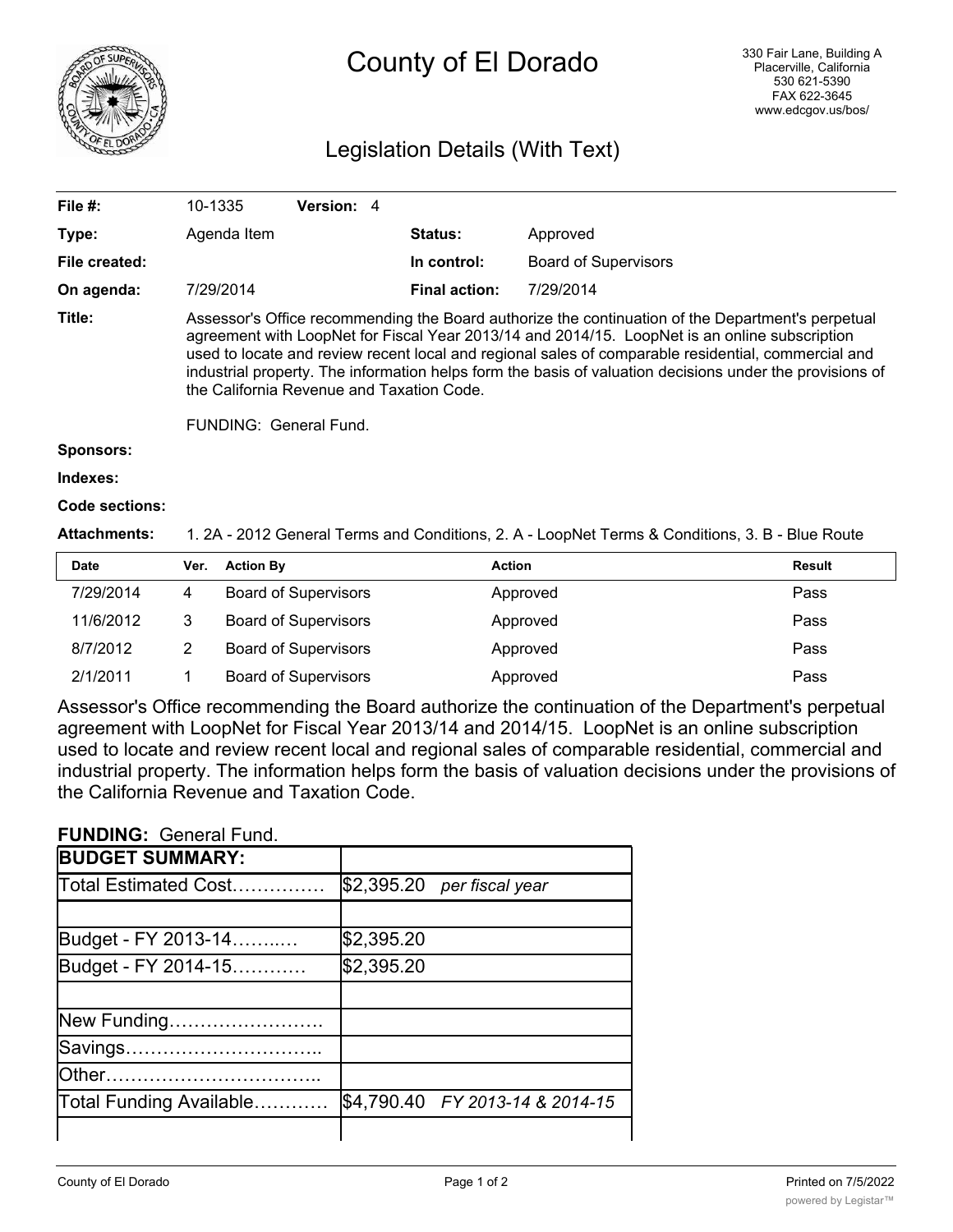# County of El Dorado

330 Fair Lane, Building A
Placerville, California
530 621-5390
FAX 622-3645
www.edcgov.us/bos/

## Legislation Details (With Text)

| | | | |
|---|---|---|---|
| **File #:** | 10-1335 **Version:** 4 | | |
| **Type:** | Agenda Item | **Status:** | Approved |
| **File created:** | | **In control:** | Board of Supervisors |
| **On agenda:** | 7/29/2014 | **Final action:** | 7/29/2014 |

**Title:** Assessor's Office recommending the Board authorize the continuation of the Department's perpetual agreement with LoopNet for Fiscal Year 2013/14 and 2014/15. LoopNet is an online subscription used to locate and review recent local and regional sales of comparable residential, commercial and industrial property. The information helps form the basis of valuation decisions under the provisions of the California Revenue and Taxation Code.

FUNDING: General Fund.

**Sponsors:**

**Indexes:**

**Code sections:**

**Attachments:** 1. 2A - 2012 General Terms and Conditions, 2. A - LoopNet Terms & Conditions, 3. B - Blue Route

| Date | Ver. | Action By | Action | Result |
|---|---|---|---|---|
| 7/29/2014 | 4 | Board of Supervisors | Approved | Pass |
| 11/6/2012 | 3 | Board of Supervisors | Approved | Pass |
| 8/7/2012 | 2 | Board of Supervisors | Approved | Pass |
| 2/1/2011 | 1 | Board of Supervisors | Approved | Pass |

Assessor's Office recommending the Board authorize the continuation of the Department's perpetual agreement with LoopNet for Fiscal Year 2013/14 and 2014/15. LoopNet is an online subscription used to locate and review recent local and regional sales of comparable residential, commercial and industrial property. The information helps form the basis of valuation decisions under the provisions of the California Revenue and Taxation Code.

**FUNDING:** General Fund.

| **BUDGET SUMMARY:** | |
|---|---|
| Total Estimated Cost…………… | $2,395.20 *per fiscal year* |
| | |
| Budget - FY 2013-14……..… | $2,395.20 |
| Budget - FY 2014-15………… | $2,395.20 |
| | |
| New Funding……………………. | |
| Savings………………………….. | |
| Other…………………………….. | |
| Total Funding Available………… | $4,790.40 *FY 2013-14 & 2014-15* |
| | |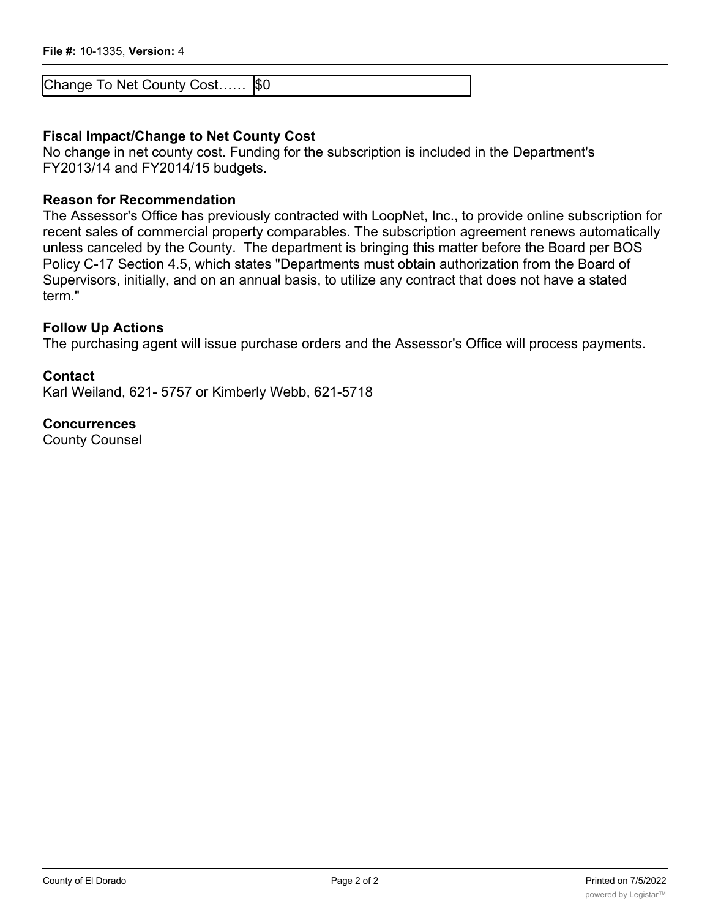| | |
|---|---|
| Change To Net County Cost…… | $0 |

**Fiscal Impact/Change to Net County Cost**

No change in net county cost. Funding for the subscription is included in the Department's FY2013/14 and FY2014/15 budgets.

**Reason for Recommendation**

The Assessor's Office has previously contracted with LoopNet, Inc., to provide online subscription for recent sales of commercial property comparables. The subscription agreement renews automatically unless canceled by the County. The department is bringing this matter before the Board per BOS Policy C-17 Section 4.5, which states "Departments must obtain authorization from the Board of Supervisors, initially, and on an annual basis, to utilize any contract that does not have a stated term."

**Follow Up Actions**

The purchasing agent will issue purchase orders and the Assessor's Office will process payments.

**Contact**

Karl Weiland, 621- 5757 or Kimberly Webb, 621-5718

**Concurrences**

County Counsel